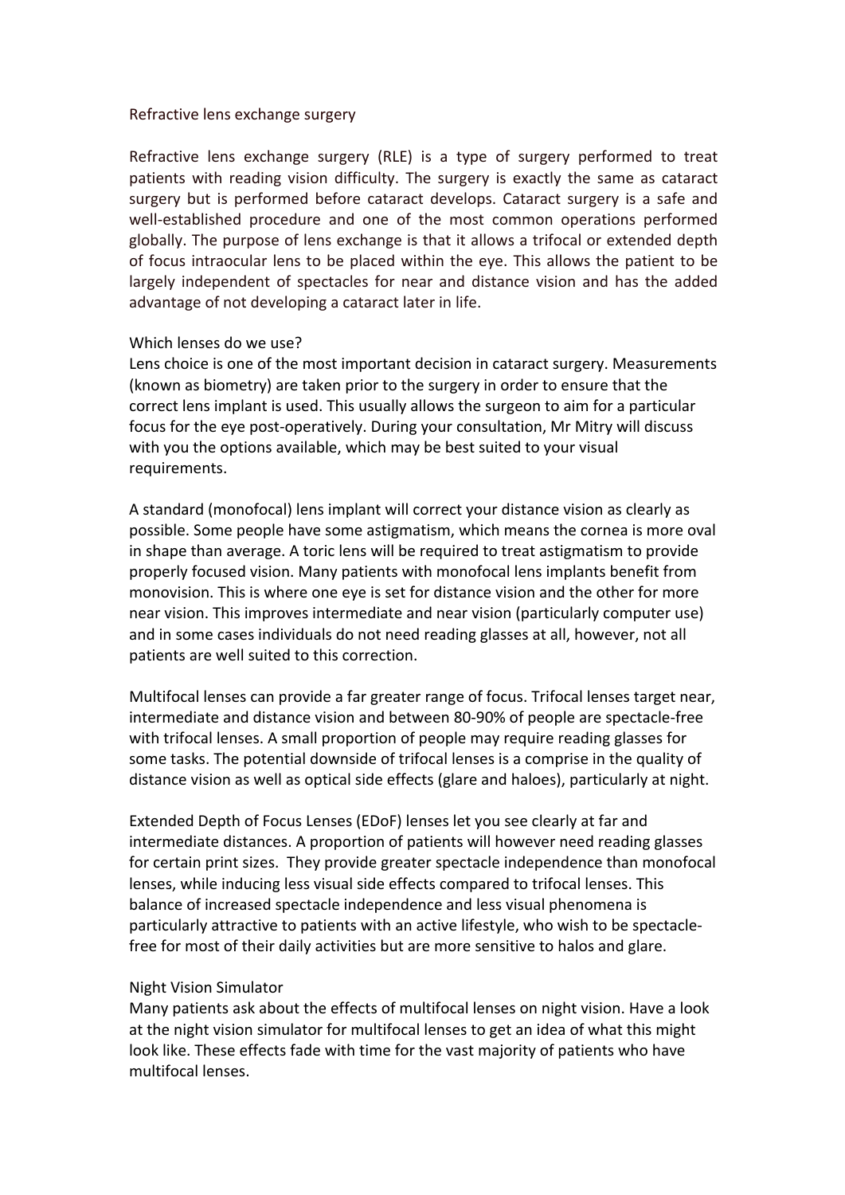# Refractive lens exchange surgery

Refractive lens exchange surgery (RLE) is a type of surgery performed to treat patients with reading vision difficulty. The surgery is exactly the same as cataract surgery but is performed before cataract develops. Cataract surgery is a safe and well-established procedure and one of the most common operations performed globally. The purpose of lens exchange is that it allows a trifocal or extended depth of focus intraocular lens to be placed within the eye. This allows the patient to be largely independent of spectacles for near and distance vision and has the added advantage of not developing a cataract later in life.

## Which lenses do we use?

Lens choice is one of the most important decision in cataract surgery. Measurements (known as biometry) are taken prior to the surgery in order to ensure that the correct lens implant is used. This usually allows the surgeon to aim for a particular focus for the eye post-operatively. During your consultation, Mr Mitry will discuss with you the options available, which may be best suited to your visual requirements.

A standard (monofocal) lens implant will correct your distance vision as clearly as possible. Some people have some astigmatism, which means the cornea is more oval in shape than average. A toric lens will be required to treat astigmatism to provide properly focused vision. Many patients with monofocal lens implants benefit from monovision. This is where one eye is set for distance vision and the other for more near vision. This improves intermediate and near vision (particularly computer use) and in some cases individuals do not need reading glasses at all, however, not all patients are well suited to this correction.

Multifocal lenses can provide a far greater range of focus. Trifocal lenses target near, intermediate and distance vision and between 80-90% of people are spectacle-free with trifocal lenses. A small proportion of people may require reading glasses for some tasks. The potential downside of trifocal lenses is a comprise in the quality of distance vision as well as optical side effects (glare and haloes), particularly at night.

Extended Depth of Focus Lenses (EDoF) lenses let you see clearly at far and intermediate distances. A proportion of patients will however need reading glasses for certain print sizes. They provide greater spectacle independence than monofocal lenses, while inducing less visual side effects compared to trifocal lenses. This balance of increased spectacle independence and less visual phenomena is particularly attractive to patients with an active lifestyle, who wish to be spectacle-free for most of their daily activities but are more sensitive to halos and glare.

## Night Vision Simulator

Many patients ask about the effects of multifocal lenses on night vision. Have a look at the night vision simulator for multifocal lenses to get an idea of what this might look like. These effects fade with time for the vast majority of patients who have multifocal lenses.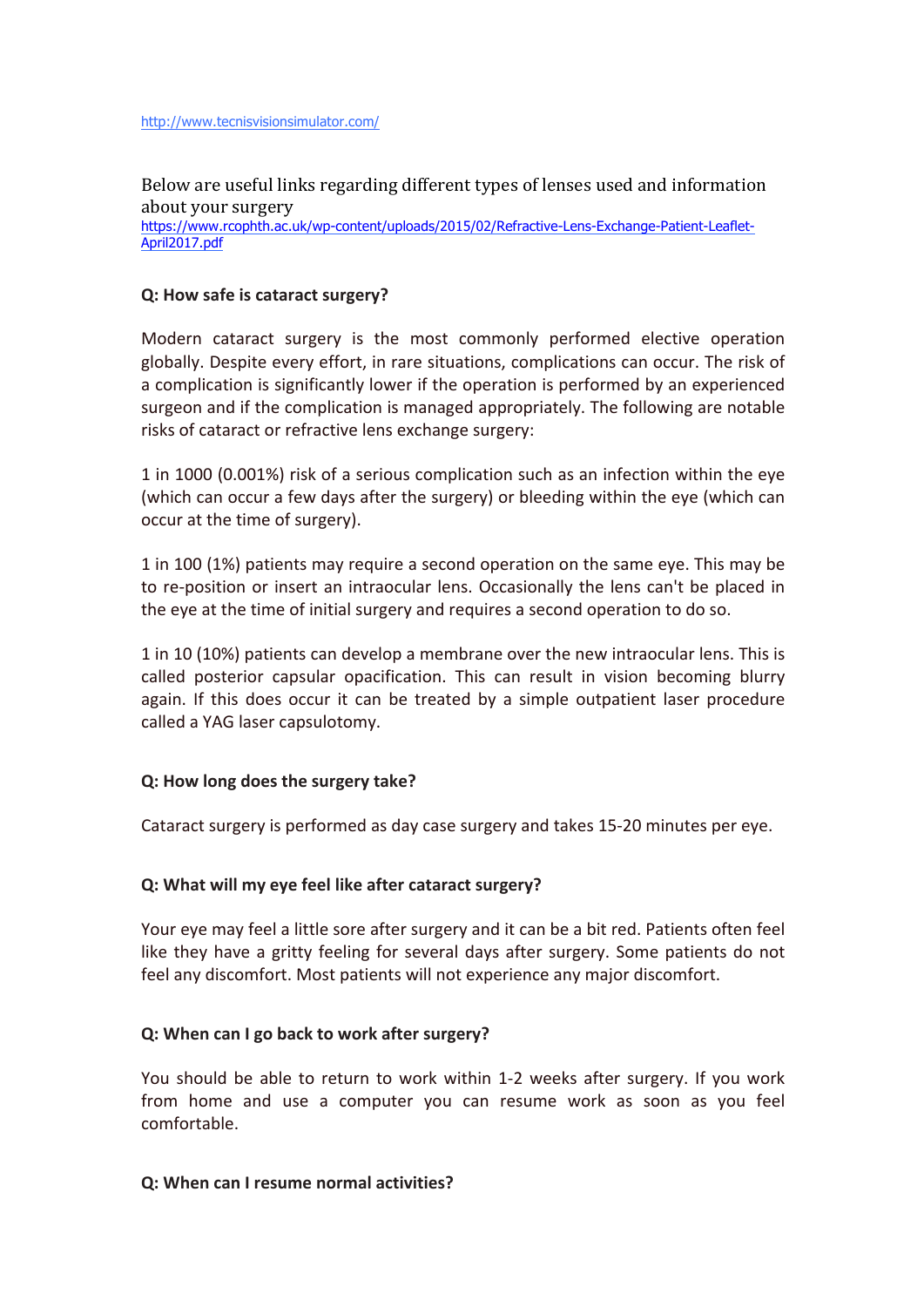http://www.tecnisvisionsimulator.com/

Below are useful links regarding different types of lenses used and information about your surgery
https://www.rcophth.ac.uk/wp-content/uploads/2015/02/Refractive-Lens-Exchange-Patient-Leaflet-April2017.pdf

**Q: How safe is cataract surgery?**

Modern cataract surgery is the most commonly performed elective operation globally. Despite every effort, in rare situations, complications can occur. The risk of a complication is significantly lower if the operation is performed by an experienced surgeon and if the complication is managed appropriately. The following are notable risks of cataract or refractive lens exchange surgery:

1 in 1000 (0.001%) risk of a serious complication such as an infection within the eye (which can occur a few days after the surgery) or bleeding within the eye (which can occur at the time of surgery).

1 in 100 (1%) patients may require a second operation on the same eye. This may be to re-position or insert an intraocular lens. Occasionally the lens can't be placed in the eye at the time of initial surgery and requires a second operation to do so.

1 in 10 (10%) patients can develop a membrane over the new intraocular lens. This is called posterior capsular opacification. This can result in vision becoming blurry again. If this does occur it can be treated by a simple outpatient laser procedure called a YAG laser capsulotomy.

**Q: How long does the surgery take?**

Cataract surgery is performed as day case surgery and takes 15-20 minutes per eye.

**Q: What will my eye feel like after cataract surgery?**

Your eye may feel a little sore after surgery and it can be a bit red. Patients often feel like they have a gritty feeling for several days after surgery. Some patients do not feel any discomfort. Most patients will not experience any major discomfort.

**Q: When can I go back to work after surgery?**

You should be able to return to work within 1-2 weeks after surgery. If you work from home and use a computer you can resume work as soon as you feel comfortable.

**Q: When can I resume normal activities?**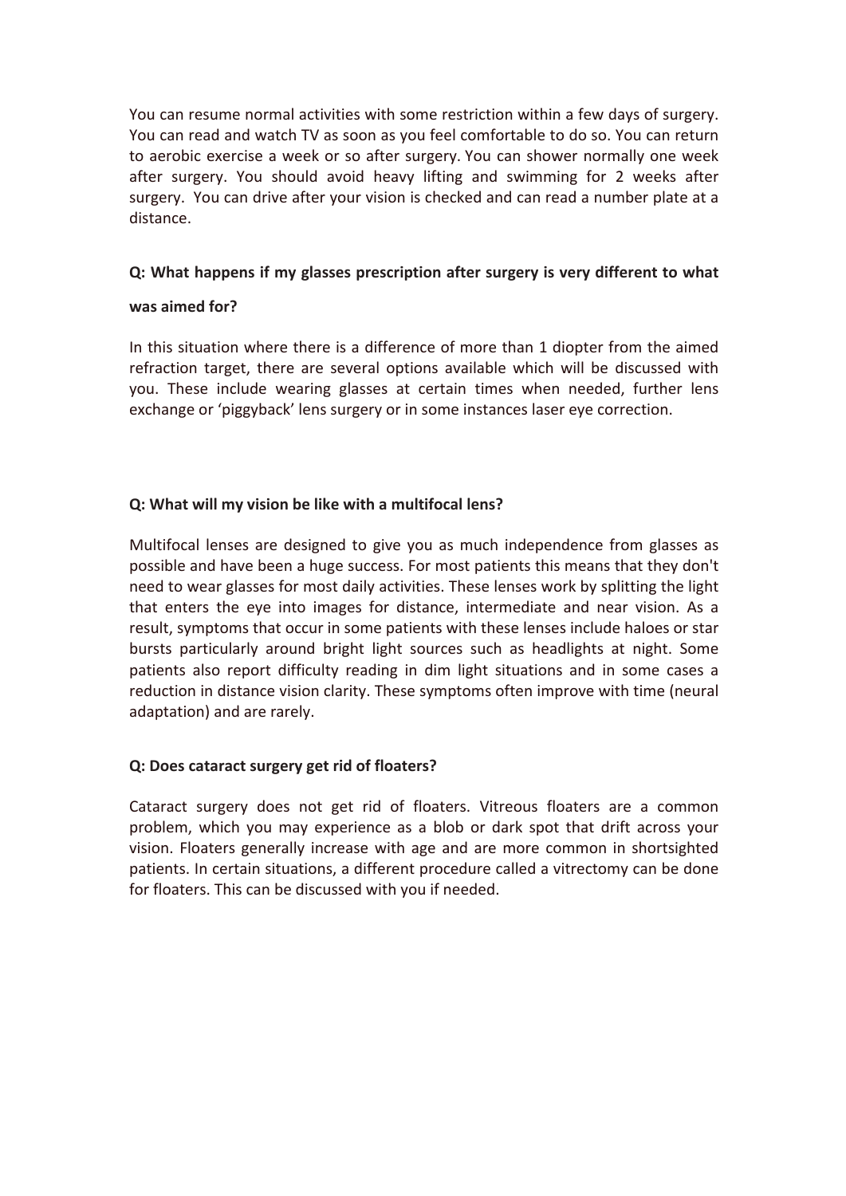You can resume normal activities with some restriction within a few days of surgery. You can read and watch TV as soon as you feel comfortable to do so. You can return to aerobic exercise a week or so after surgery. You can shower normally one week after surgery. You should avoid heavy lifting and swimming for 2 weeks after surgery. You can drive after your vision is checked and can read a number plate at a distance.

**Q: What happens if my glasses prescription after surgery is very different to what was aimed for?**

In this situation where there is a difference of more than 1 diopter from the aimed refraction target, there are several options available which will be discussed with you. These include wearing glasses at certain times when needed, further lens exchange or 'piggyback' lens surgery or in some instances laser eye correction.

**Q: What will my vision be like with a multifocal lens?**

Multifocal lenses are designed to give you as much independence from glasses as possible and have been a huge success. For most patients this means that they don't need to wear glasses for most daily activities. These lenses work by splitting the light that enters the eye into images for distance, intermediate and near vision. As a result, symptoms that occur in some patients with these lenses include haloes or star bursts particularly around bright light sources such as headlights at night. Some patients also report difficulty reading in dim light situations and in some cases a reduction in distance vision clarity. These symptoms often improve with time (neural adaptation) and are rarely.

**Q: Does cataract surgery get rid of floaters?**

Cataract surgery does not get rid of floaters. Vitreous floaters are a common problem, which you may experience as a blob or dark spot that drift across your vision. Floaters generally increase with age and are more common in shortsighted patients. In certain situations, a different procedure called a vitrectomy can be done for floaters. This can be discussed with you if needed.